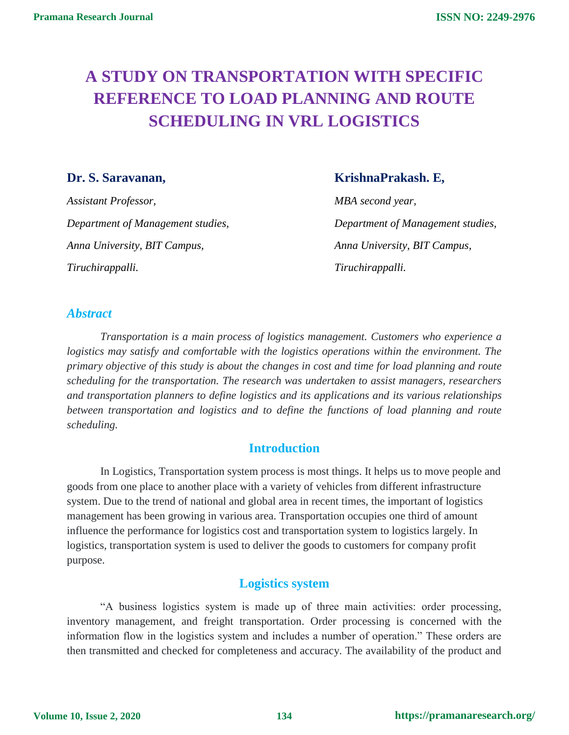# A STUDY ON TRANSPORTATION WITH SPECIFIC REFERENCE TO LOAD PLANNING AND ROUTE SCHEDULING IN VRL LOGISTICS

**Dr. S. Saravanan,**

*Assistant Professor,*

*Department of Management studies,*

*Anna University, BIT Campus,*

*Tiruchirappalli.*

**KrishnaPrakash. E,**

*MBA second year,*

*Department of Management studies,*

*Anna University, BIT Campus,*

*Tiruchirappalli.*

## *Abstract*

*Transportation is a main process of logistics management. Customers who experience a logistics may satisfy and comfortable with the logistics operations within the environment. The primary objective of this study is about the changes in cost and time for load planning and route scheduling for the transportation. The research was undertaken to assist managers, researchers and transportation planners to define logistics and its applications and its various relationships between transportation and logistics and to define the functions of load planning and route scheduling.*

## Introduction

In Logistics, Transportation system process is most things. It helps us to move people and goods from one place to another place with a variety of vehicles from different infrastructure system. Due to the trend of national and global area in recent times, the important of logistics management has been growing in various area. Transportation occupies one third of amount influence the performance for logistics cost and transportation system to logistics largely. In logistics, transportation system is used to deliver the goods to customers for company profit purpose.

## Logistics system

"A business logistics system is made up of three main activities: order processing, inventory management, and freight transportation. Order processing is concerned with the information flow in the logistics system and includes a number of operation." These orders are then transmitted and checked for completeness and accuracy. The availability of the product and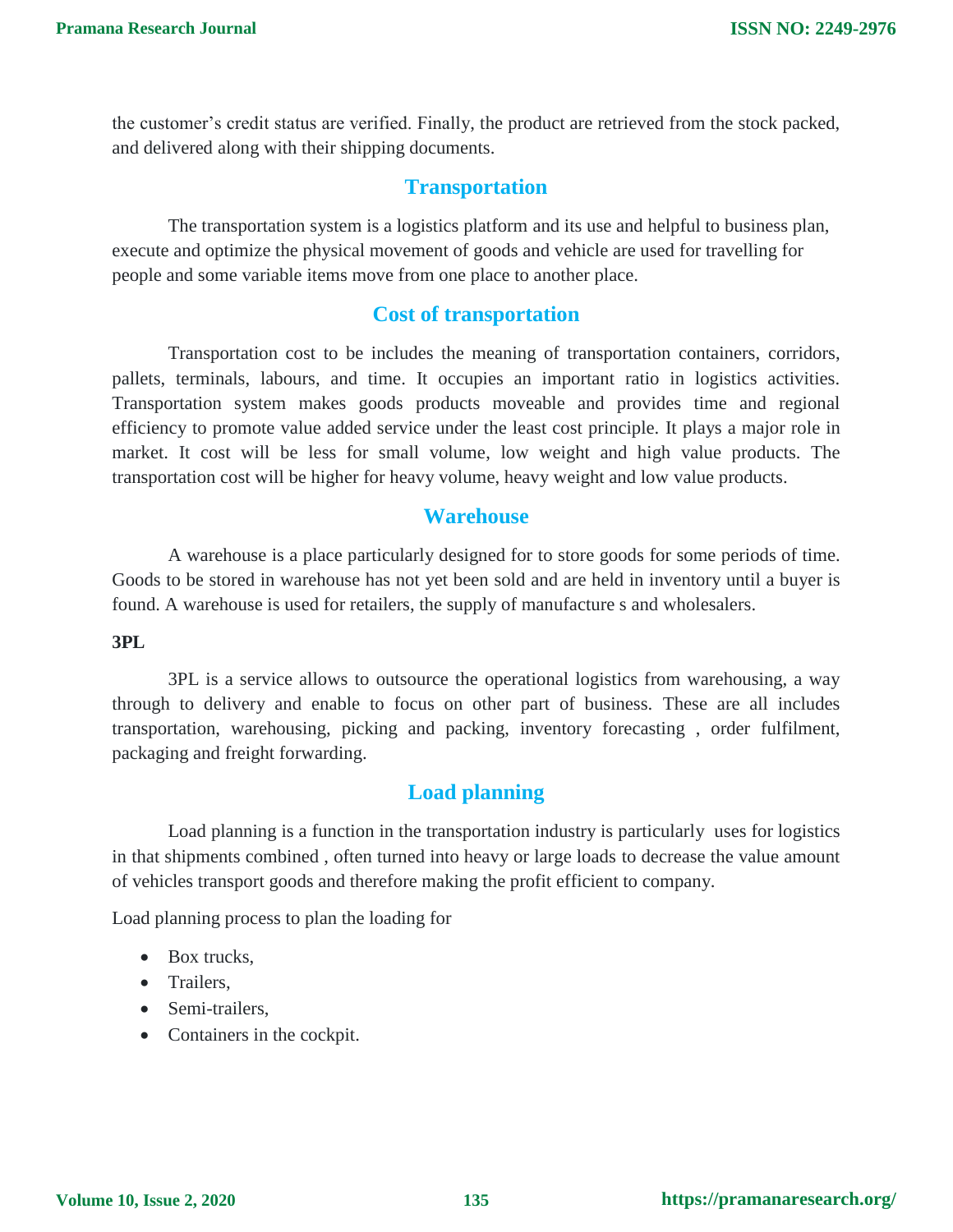the customer's credit status are verified. Finally, the product are retrieved from the stock packed, and delivered along with their shipping documents.

## Transportation

The transportation system is a logistics platform and its use and helpful to business plan, execute and optimize the physical movement of goods and vehicle are used for travelling for people and some variable items move from one place to another place.

## Cost of transportation

Transportation cost to be includes the meaning of transportation containers, corridors, pallets, terminals, labours, and time. It occupies an important ratio in logistics activities. Transportation system makes goods products moveable and provides time and regional efficiency to promote value added service under the least cost principle. It plays a major role in market. It cost will be less for small volume, low weight and high value products. The transportation cost will be higher for heavy volume, heavy weight and low value products.

## Warehouse

A warehouse is a place particularly designed for to store goods for some periods of time. Goods to be stored in warehouse has not yet been sold and are held in inventory until a buyer is found. A warehouse is used for retailers, the supply of manufacture s and wholesalers.

**3PL**

3PL is a service allows to outsource the operational logistics from warehousing, a way through to delivery and enable to focus on other part of business. These are all includes transportation, warehousing, picking and packing, inventory forecasting , order fulfilment, packaging and freight forwarding.

## Load planning

Load planning is a function in the transportation industry is particularly uses for logistics in that shipments combined , often turned into heavy or large loads to decrease the value amount of vehicles transport goods and therefore making the profit efficient to company.

Load planning process to plan the loading for

- Box trucks,
- Trailers,
- Semi-trailers,
- Containers in the cockpit.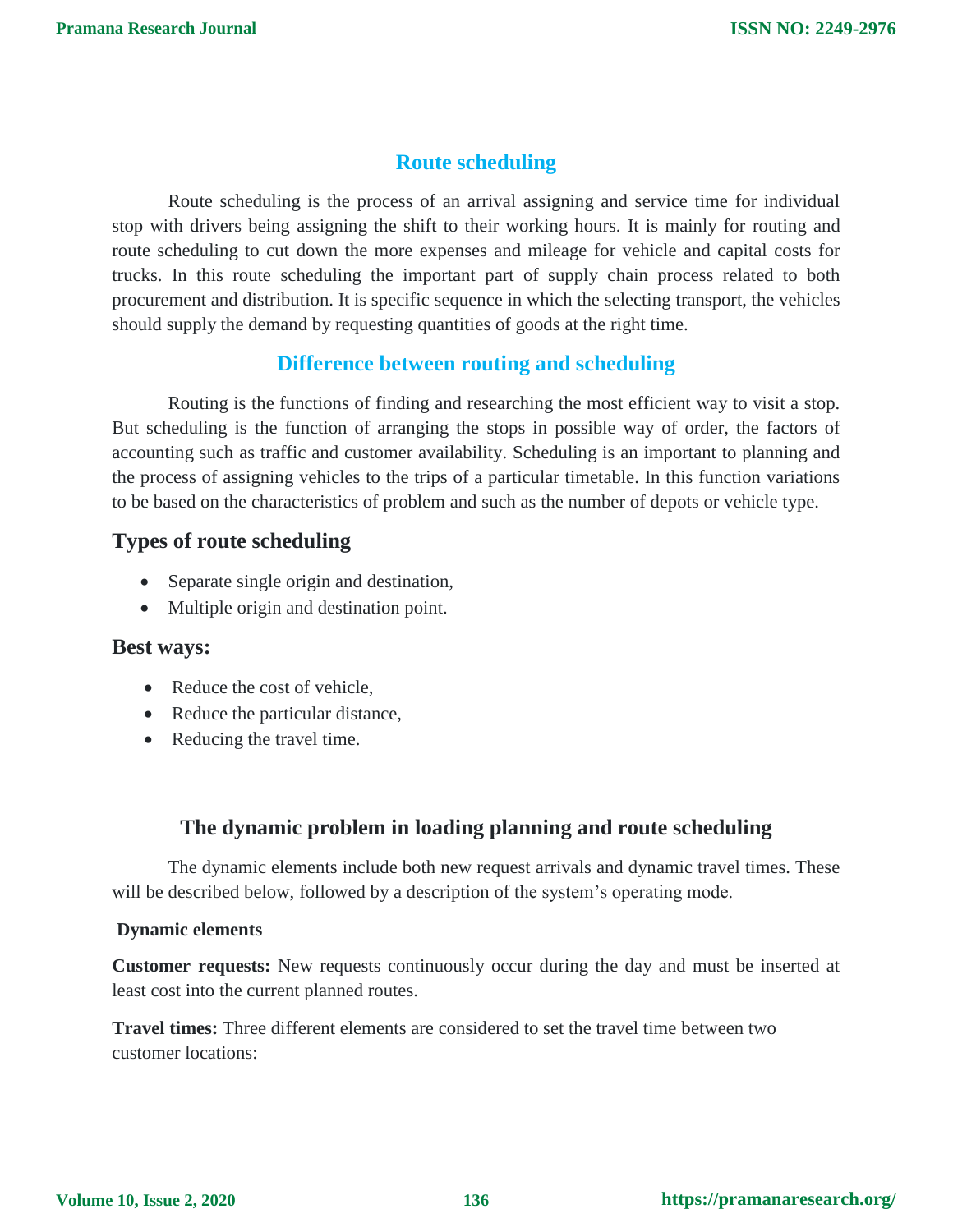## Route scheduling

Route scheduling is the process of an arrival assigning and service time for individual stop with drivers being assigning the shift to their working hours. It is mainly for routing and route scheduling to cut down the more expenses and mileage for vehicle and capital costs for trucks. In this route scheduling the important part of supply chain process related to both procurement and distribution. It is specific sequence in which the selecting transport, the vehicles should supply the demand by requesting quantities of goods at the right time.

## Difference between routing and scheduling

Routing is the functions of finding and researching the most efficient way to visit a stop. But scheduling is the function of arranging the stops in possible way of order, the factors of accounting such as traffic and customer availability. Scheduling is an important to planning and the process of assigning vehicles to the trips of a particular timetable. In this function variations to be based on the characteristics of problem and such as the number of depots or vehicle type.

### Types of route scheduling

- Separate single origin and destination,
- Multiple origin and destination point.

### Best ways:

- Reduce the cost of vehicle,
- Reduce the particular distance,
- Reducing the travel time.

## The dynamic problem in loading planning and route scheduling

The dynamic elements include both new request arrivals and dynamic travel times. These will be described below, followed by a description of the system's operating mode.

**Dynamic elements**

**Customer requests:** New requests continuously occur during the day and must be inserted at least cost into the current planned routes.

**Travel times:** Three different elements are considered to set the travel time between two customer locations: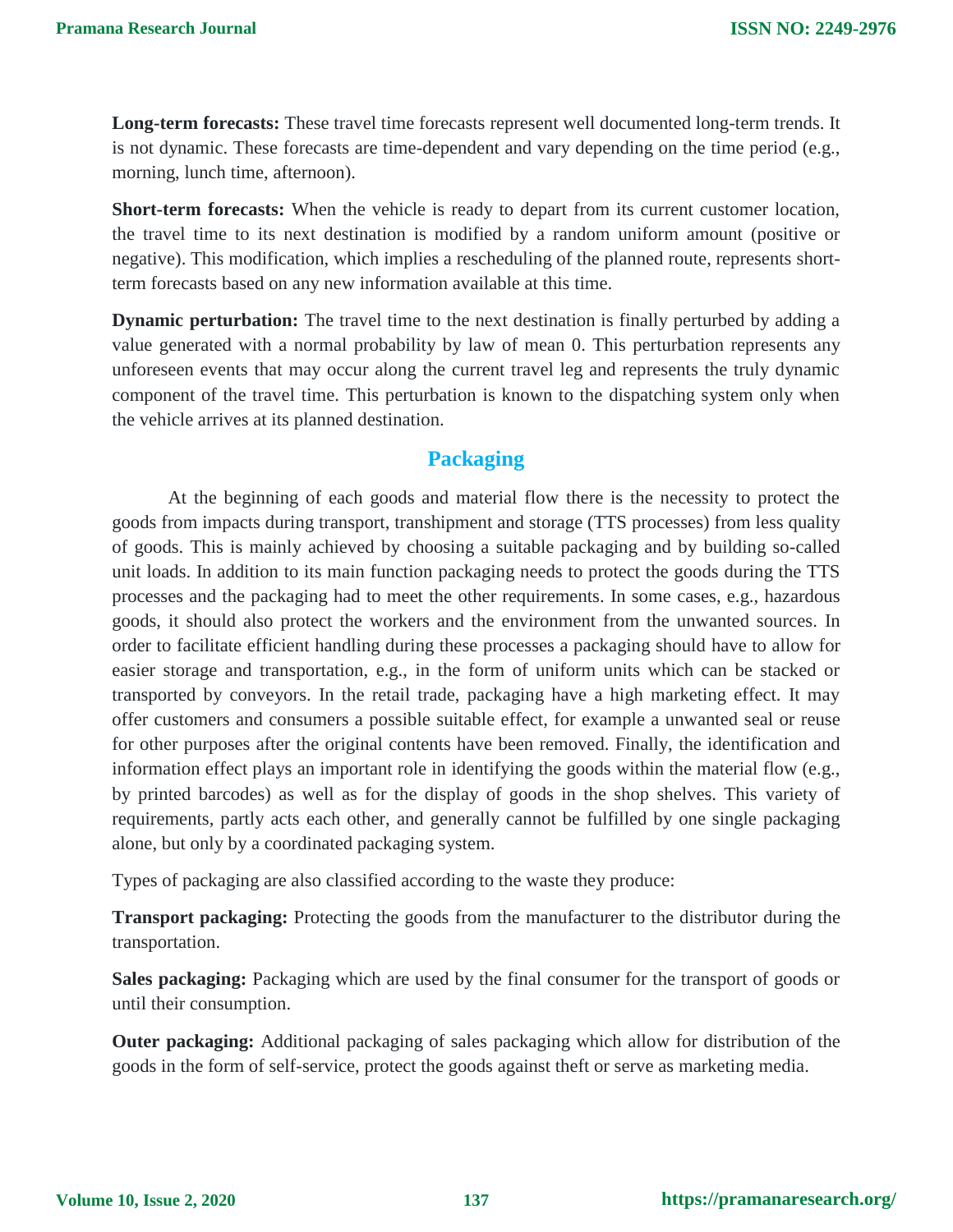**Long-term forecasts:** These travel time forecasts represent well documented long-term trends. It is not dynamic. These forecasts are time-dependent and vary depending on the time period (e.g., morning, lunch time, afternoon).

**Short-term forecasts:** When the vehicle is ready to depart from its current customer location, the travel time to its next destination is modified by a random uniform amount (positive or negative). This modification, which implies a rescheduling of the planned route, represents short-term forecasts based on any new information available at this time.

**Dynamic perturbation:** The travel time to the next destination is finally perturbed by adding a value generated with a normal probability by law of mean 0. This perturbation represents any unforeseen events that may occur along the current travel leg and represents the truly dynamic component of the travel time. This perturbation is known to the dispatching system only when the vehicle arrives at its planned destination.

## Packaging

At the beginning of each goods and material flow there is the necessity to protect the goods from impacts during transport, transhipment and storage (TTS processes) from less quality of goods. This is mainly achieved by choosing a suitable packaging and by building so-called unit loads. In addition to its main function packaging needs to protect the goods during the TTS processes and the packaging had to meet the other requirements. In some cases, e.g., hazardous goods, it should also protect the workers and the environment from the unwanted sources. In order to facilitate efficient handling during these processes a packaging should have to allow for easier storage and transportation, e.g., in the form of uniform units which can be stacked or transported by conveyors. In the retail trade, packaging have a high marketing effect. It may offer customers and consumers a possible suitable effect, for example a unwanted seal or reuse for other purposes after the original contents have been removed. Finally, the identification and information effect plays an important role in identifying the goods within the material flow (e.g., by printed barcodes) as well as for the display of goods in the shop shelves. This variety of requirements, partly acts each other, and generally cannot be fulfilled by one single packaging alone, but only by a coordinated packaging system.

Types of packaging are also classified according to the waste they produce:

**Transport packaging:** Protecting the goods from the manufacturer to the distributor during the transportation.

**Sales packaging:** Packaging which are used by the final consumer for the transport of goods or until their consumption.

**Outer packaging:** Additional packaging of sales packaging which allow for distribution of the goods in the form of self-service, protect the goods against theft or serve as marketing media.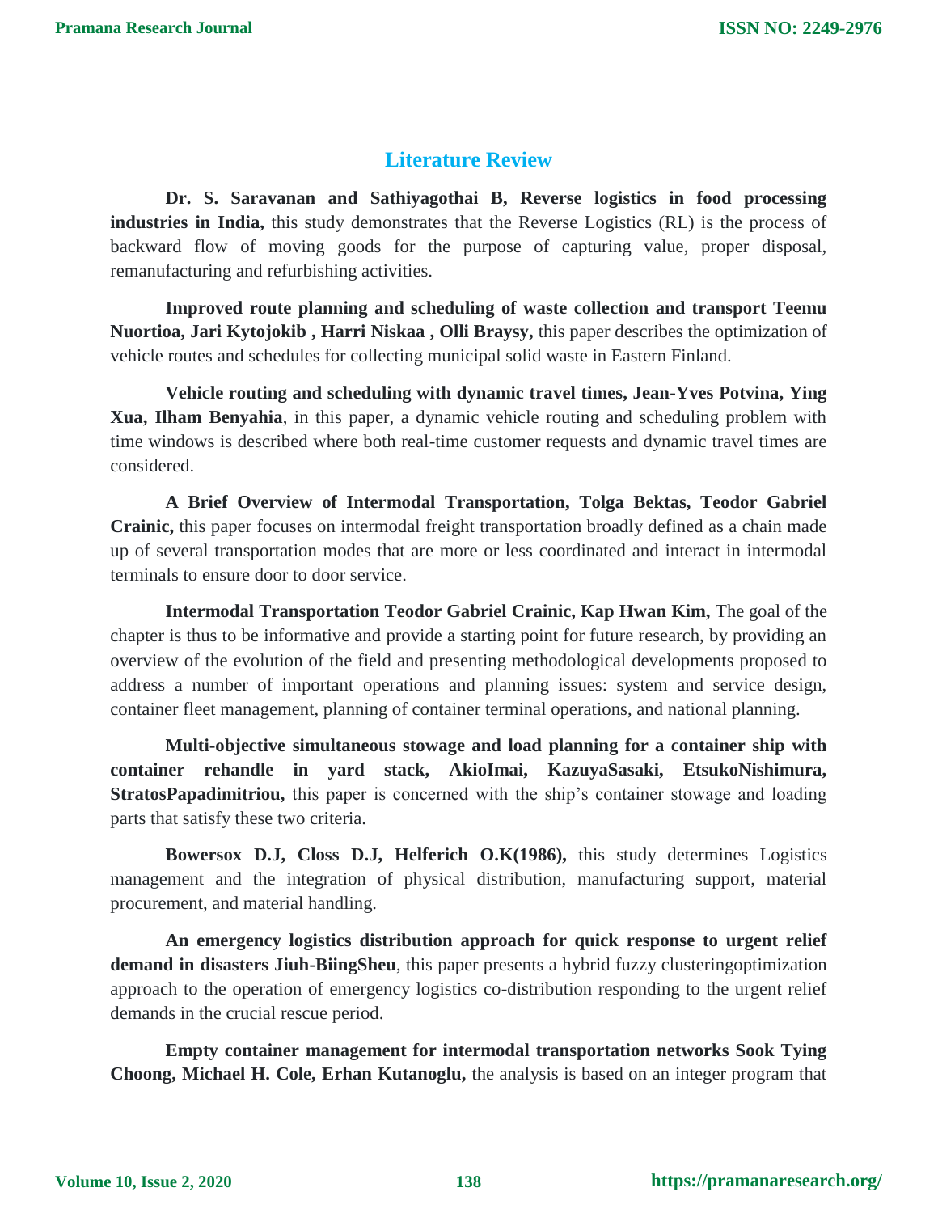## Literature Review

**Dr. S. Saravanan and Sathiyagothai B, Reverse logistics in food processing industries in India,** this study demonstrates that the Reverse Logistics (RL) is the process of backward flow of moving goods for the purpose of capturing value, proper disposal, remanufacturing and refurbishing activities.

**Improved route planning and scheduling of waste collection and transport Teemu Nuortioa, Jari Kytojokib , Harri Niskaa , Olli Braysy,** this paper describes the optimization of vehicle routes and schedules for collecting municipal solid waste in Eastern Finland.

**Vehicle routing and scheduling with dynamic travel times, Jean-Yves Potvina, Ying Xua, Ilham Benyahia**, in this paper, a dynamic vehicle routing and scheduling problem with time windows is described where both real-time customer requests and dynamic travel times are considered.

**A Brief Overview of Intermodal Transportation, Tolga Bektas, Teodor Gabriel Crainic,** this paper focuses on intermodal freight transportation broadly defined as a chain made up of several transportation modes that are more or less coordinated and interact in intermodal terminals to ensure door to door service.

**Intermodal Transportation Teodor Gabriel Crainic, Kap Hwan Kim,** The goal of the chapter is thus to be informative and provide a starting point for future research, by providing an overview of the evolution of the field and presenting methodological developments proposed to address a number of important operations and planning issues: system and service design, container fleet management, planning of container terminal operations, and national planning.

**Multi-objective simultaneous stowage and load planning for a container ship with container rehandle in yard stack, AkioImai, KazuyaSasaki, EtsukoNishimura, StratosPapadimitriou,** this paper is concerned with the ship's container stowage and loading parts that satisfy these two criteria.

**Bowersox D.J, Closs D.J, Helferich O.K(1986),** this study determines Logistics management and the integration of physical distribution, manufacturing support, material procurement, and material handling.

**An emergency logistics distribution approach for quick response to urgent relief demand in disasters Jiuh-BiingSheu**, this paper presents a hybrid fuzzy clusteringoptimization approach to the operation of emergency logistics co-distribution responding to the urgent relief demands in the crucial rescue period.

**Empty container management for intermodal transportation networks Sook Tying Choong, Michael H. Cole, Erhan Kutanoglu,** the analysis is based on an integer program that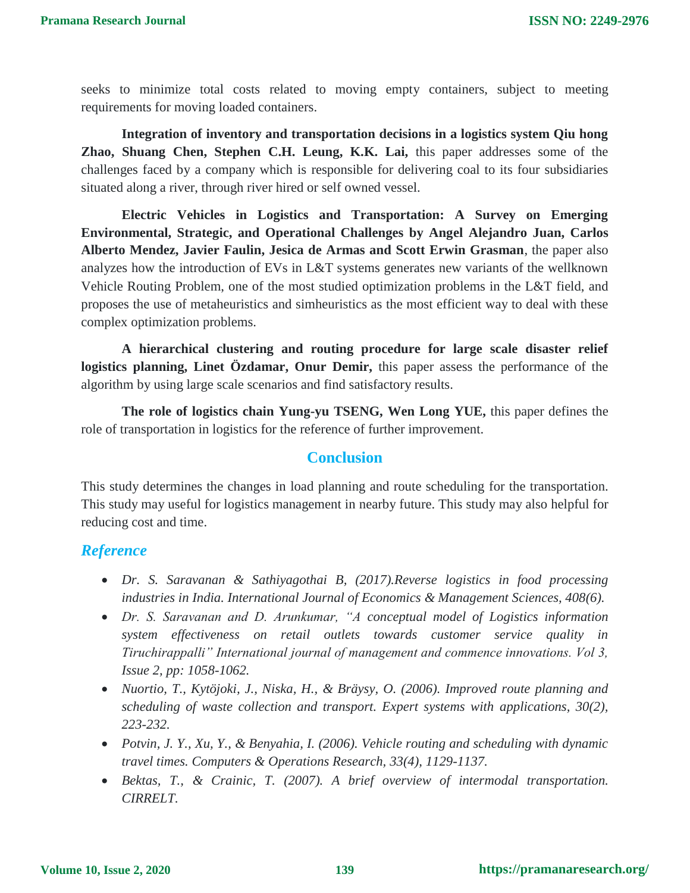seeks to minimize total costs related to moving empty containers, subject to meeting requirements for moving loaded containers.

**Integration of inventory and transportation decisions in a logistics system Qiu hong Zhao, Shuang Chen, Stephen C.H. Leung, K.K. Lai,** this paper addresses some of the challenges faced by a company which is responsible for delivering coal to its four subsidiaries situated along a river, through river hired or self owned vessel.

**Electric Vehicles in Logistics and Transportation: A Survey on Emerging Environmental, Strategic, and Operational Challenges by Angel Alejandro Juan, Carlos Alberto Mendez, Javier Faulin, Jesica de Armas and Scott Erwin Grasman**, the paper also analyzes how the introduction of EVs in L&T systems generates new variants of the wellknown Vehicle Routing Problem, one of the most studied optimization problems in the L&T field, and proposes the use of metaheuristics and simheuristics as the most efficient way to deal with these complex optimization problems.

**A hierarchical clustering and routing procedure for large scale disaster relief logistics planning, Linet Özdamar, Onur Demir,** this paper assess the performance of the algorithm by using large scale scenarios and find satisfactory results.

**The role of logistics chain Yung-yu TSENG, Wen Long YUE,** this paper defines the role of transportation in logistics for the reference of further improvement.

## Conclusion

This study determines the changes in load planning and route scheduling for the transportation. This study may useful for logistics management in nearby future. This study may also helpful for reducing cost and time.

## Reference

- *Dr. S. Saravanan & Sathiyagothai B, (2017).Reverse logistics in food processing industries in India. International Journal of Economics & Management Sciences, 408(6).*
- *Dr. S. Saravanan and D. Arunkumar, "A conceptual model of Logistics information system effectiveness on retail outlets towards customer service quality in Tiruchirappalli" International journal of management and commence innovations. Vol 3, Issue 2, pp: 1058-1062.*
- *Nuortio, T., Kytöjoki, J., Niska, H., & Bräysy, O. (2006). Improved route planning and scheduling of waste collection and transport. Expert systems with applications, 30(2), 223-232.*
- *Potvin, J. Y., Xu, Y., & Benyahia, I. (2006). Vehicle routing and scheduling with dynamic travel times. Computers & Operations Research, 33(4), 1129-1137.*
- *Bektas, T., & Crainic, T. (2007). A brief overview of intermodal transportation. CIRRELT.*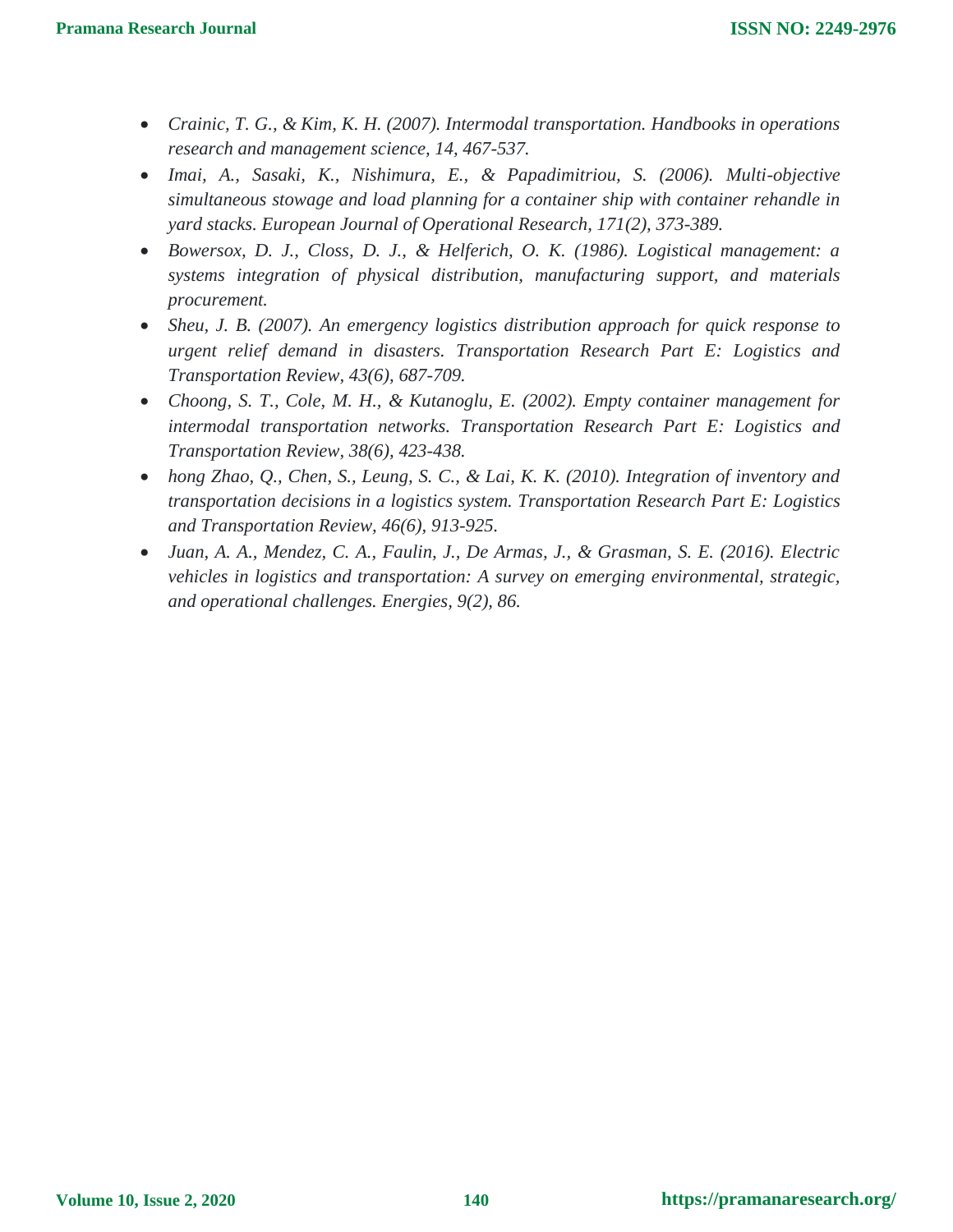- *Crainic, T. G., & Kim, K. H. (2007). Intermodal transportation. Handbooks in operations research and management science, 14, 467-537.*
- *Imai, A., Sasaki, K., Nishimura, E., & Papadimitriou, S. (2006). Multi-objective simultaneous stowage and load planning for a container ship with container rehandle in yard stacks. European Journal of Operational Research, 171(2), 373-389.*
- *Bowersox, D. J., Closs, D. J., & Helferich, O. K. (1986). Logistical management: a systems integration of physical distribution, manufacturing support, and materials procurement.*
- *Sheu, J. B. (2007). An emergency logistics distribution approach for quick response to urgent relief demand in disasters. Transportation Research Part E: Logistics and Transportation Review, 43(6), 687-709.*
- *Choong, S. T., Cole, M. H., & Kutanoglu, E. (2002). Empty container management for intermodal transportation networks. Transportation Research Part E: Logistics and Transportation Review, 38(6), 423-438.*
- *hong Zhao, Q., Chen, S., Leung, S. C., & Lai, K. K. (2010). Integration of inventory and transportation decisions in a logistics system. Transportation Research Part E: Logistics and Transportation Review, 46(6), 913-925.*
- *Juan, A. A., Mendez, C. A., Faulin, J., De Armas, J., & Grasman, S. E. (2016). Electric vehicles in logistics and transportation: A survey on emerging environmental, strategic, and operational challenges. Energies, 9(2), 86.*